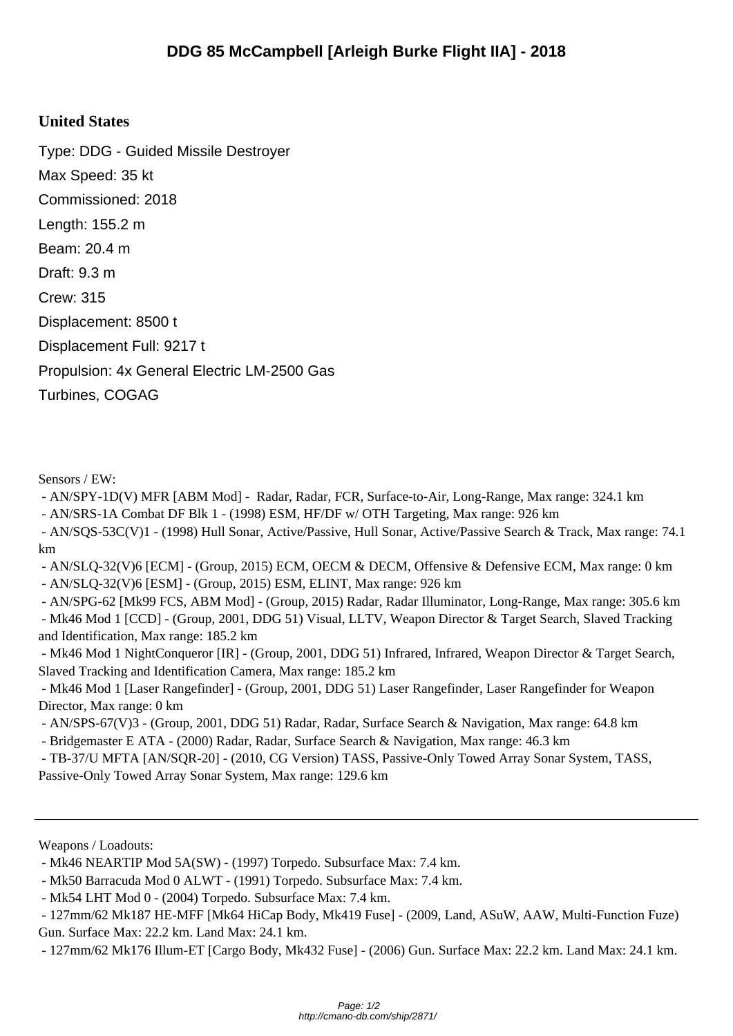# DDG 85 McCampbell [Arleigh Burke Flight IIA] - 2018

## United States

Type: DDG - Guided Missile Destroyer

Max Speed: 35 kt

Commissioned: 2018

Length: 155.2 m

Beam: 20.4 m

Draft: 9.3 m

Crew: 315

Displacement: 8500 t

Displacement Full: 9217 t

Propulsion: 4x General Electric LM-2500 Gas Turbines, COGAG

Sensors / EW:

- AN/SPY-1D(V) MFR [ABM Mod] - Radar, Radar, FCR, Surface-to-Air, Long-Range, Max range: 324.1 km
- AN/SRS-1A Combat DF Blk 1 - (1998) ESM, HF/DF w/ OTH Targeting, Max range: 926 km
- AN/SQS-53C(V)1 - (1998) Hull Sonar, Active/Passive, Hull Sonar, Active/Passive Search & Track, Max range: 74.1 km
- AN/SLQ-32(V)6 [ECM] - (Group, 2015) ECM, OECM & DECM, Offensive & Defensive ECM, Max range: 0 km
- AN/SLQ-32(V)6 [ESM] - (Group, 2015) ESM, ELINT, Max range: 926 km
- AN/SPG-62 [Mk99 FCS, ABM Mod] - (Group, 2015) Radar, Radar Illuminator, Long-Range, Max range: 305.6 km
- Mk46 Mod 1 [CCD] - (Group, 2001, DDG 51) Visual, LLTV, Weapon Director & Target Search, Slaved Tracking and Identification, Max range: 185.2 km
- Mk46 Mod 1 NightConqueror [IR] - (Group, 2001, DDG 51) Infrared, Infrared, Weapon Director & Target Search, Slaved Tracking and Identification Camera, Max range: 185.2 km
- Mk46 Mod 1 [Laser Rangefinder] - (Group, 2001, DDG 51) Laser Rangefinder, Laser Rangefinder for Weapon Director, Max range: 0 km
- AN/SPS-67(V)3 - (Group, 2001, DDG 51) Radar, Radar, Surface Search & Navigation, Max range: 64.8 km
- Bridgemaster E ATA - (2000) Radar, Radar, Surface Search & Navigation, Max range: 46.3 km
- TB-37/U MFTA [AN/SQR-20] - (2010, CG Version) TASS, Passive-Only Towed Array Sonar System, TASS, Passive-Only Towed Array Sonar System, Max range: 129.6 km

---

Weapons / Loadouts:

- Mk46 NEARTIP Mod 5A(SW) - (1997) Torpedo. Subsurface Max: 7.4 km.
- Mk50 Barracuda Mod 0 ALWT - (1991) Torpedo. Subsurface Max: 7.4 km.
- Mk54 LHT Mod 0 - (2004) Torpedo. Subsurface Max: 7.4 km.
- 127mm/62 Mk187 HE-MFF [Mk64 HiCap Body, Mk419 Fuse] - (2009, Land, ASuW, AAW, Multi-Function Fuze) Gun. Surface Max: 22.2 km. Land Max: 24.1 km.
- 127mm/62 Mk176 Illum-ET [Cargo Body, Mk432 Fuse] - (2006) Gun. Surface Max: 22.2 km. Land Max: 24.1 km.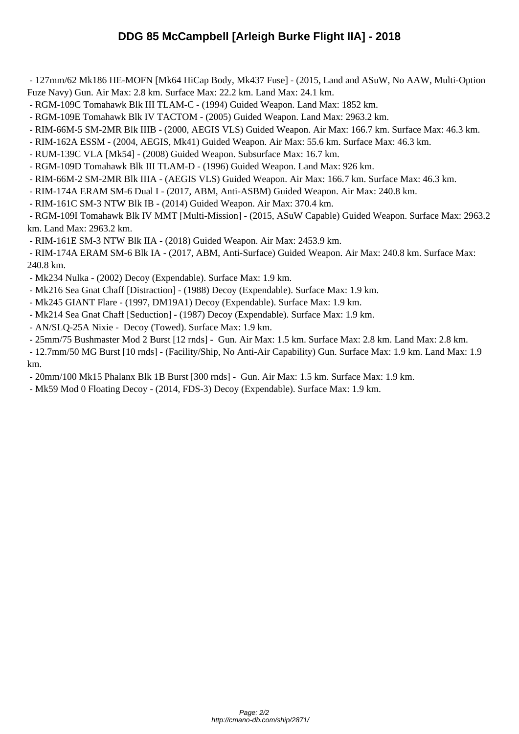- 127mm/62 Mk186 HE-MOFN [Mk64 HiCap Body, Mk437 Fuze] - (2015, Land and ASuW, No AAW, Multi-Option Fuze Navy) Gun. Air Max: 2.8 km. Surface Max: 22.2 km. Land Max: 24.1 km.
- RGM-109C Tomahawk Blk III TLAM-C - (1994) Guided Weapon. Land Max: 1852 km.
- RGM-109E Tomahawk Blk IV TACTOM - (2005) Guided Weapon. Land Max: 2963.2 km.
- RIM-66M-5 SM-2MR Blk IIIB - (2000, AEGIS VLS) Guided Weapon. Air Max: 166.7 km. Surface Max: 46.3 km.
- RIM-162A ESSM - (2004, AEGIS, Mk41) Guided Weapon. Air Max: 55.6 km. Surface Max: 46.3 km.
- RUM-139C VLA [Mk54] - (2008) Guided Weapon. Subsurface Max: 16.7 km.
- RGM-109D Tomahawk Blk III TLAM-D - (1996) Guided Weapon. Land Max: 926 km.
- RIM-66M-2 SM-2MR Blk IIIA - (AEGIS VLS) Guided Weapon. Air Max: 166.7 km. Surface Max: 46.3 km.
- RIM-174A ERAM SM-6 Dual I - (2017, ABM, Anti-ASBM) Guided Weapon. Air Max: 240.8 km.
- RIM-161C SM-3 NTW Blk IB - (2014) Guided Weapon. Air Max: 370.4 km.
- RGM-109I Tomahawk Blk IV MMT [Multi-Mission] - (2015, ASuW Capable) Guided Weapon. Surface Max: 2963.2 km. Land Max: 2963.2 km.
- RIM-161E SM-3 NTW Blk IIA - (2018) Guided Weapon. Air Max: 2453.9 km.
- RIM-174A ERAM SM-6 Blk IA - (2017, ABM, Anti-Surface) Guided Weapon. Air Max: 240.8 km. Surface Max: 240.8 km.
- Mk234 Nulka - (2002) Decoy (Expendable). Surface Max: 1.9 km.
- Mk216 Sea Gnat Chaff [Distraction] - (1988) Decoy (Expendable). Surface Max: 1.9 km.
- Mk245 GIANT Flare - (1997, DM19A1) Decoy (Expendable). Surface Max: 1.9 km.
- Mk214 Sea Gnat Chaff [Seduction] - (1987) Decoy (Expendable). Surface Max: 1.9 km.
- AN/SLQ-25A Nixie - Decoy (Towed). Surface Max: 1.9 km.
- 25mm/75 Bushmaster Mod 2 Burst [12 rnds] - Gun. Air Max: 1.5 km. Surface Max: 2.8 km. Land Max: 2.8 km.
- 12.7mm/50 MG Burst [10 rnds] - (Facility/Ship, No Anti-Air Capability) Gun. Surface Max: 1.9 km. Land Max: 1.9 km.
- 20mm/100 Mk15 Phalanx Blk 1B Burst [300 rnds] - Gun. Air Max: 1.5 km. Surface Max: 1.9 km.
- Mk59 Mod 0 Floating Decoy - (2014, FDS-3) Decoy (Expendable). Surface Max: 1.9 km.